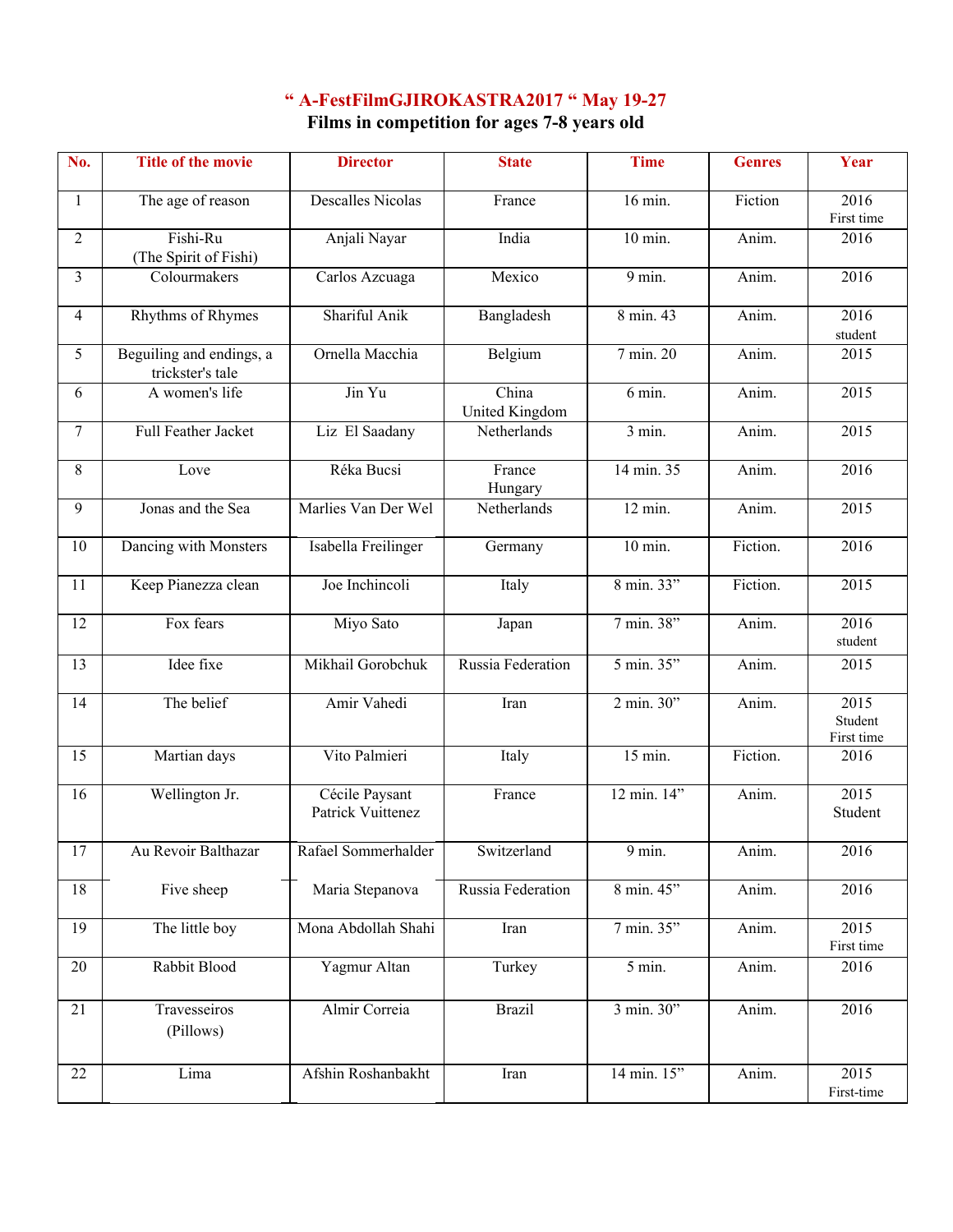# " A-FestFilmGJIROKASTRA2017 " May 19-27

## Films in competition for ages 7-8 years old

| No. | Title of the movie | Director | State | Time | Genres | Year |
|---|---|---|---|---|---|---|
| 1 | The age of reason | Descalles Nicolas | France | 16 min. | Fiction | 2016 First time |
| 2 | Fishi-Ru (The Spirit of Fishi) | Anjali Nayar | India | 10 min. | Anim. | 2016 |
| 3 | Colourmakers | Carlos Azcuaga | Mexico | 9 min. | Anim. | 2016 |
| 4 | Rhythms of Rhymes | Shariful Anik | Bangladesh | 8 min. 43 | Anim. | 2016 student |
| 5 | Beguiling and endings, a trickster's tale | Ornella Macchia | Belgium | 7 min. 20 | Anim. | 2015 |
| 6 | A women's life | Jin Yu | China United Kingdom | 6 min. | Anim. | 2015 |
| 7 | Full Feather Jacket | Liz El Saadany | Netherlands | 3 min. | Anim. | 2015 |
| 8 | Love | Réka Bucsi | France Hungary | 14 min. 35 | Anim. | 2016 |
| 9 | Jonas and the Sea | Marlies Van Der Wel | Netherlands | 12 min. | Anim. | 2015 |
| 10 | Dancing with Monsters | Isabella Freilinger | Germany | 10 min. | Fiction. | 2016 |
| 11 | Keep Pianezza clean | Joe Inchincoli | Italy | 8 min. 33" | Fiction. | 2015 |
| 12 | Fox fears | Miyo Sato | Japan | 7 min. 38" | Anim. | 2016 student |
| 13 | Idee fixe | Mikhail Gorobchuk | Russia Federation | 5 min. 35" | Anim. | 2015 |
| 14 | The belief | Amir Vahedi | Iran | 2 min. 30" | Anim. | 2015 Student First time |
| 15 | Martian days | Vito Palmieri | Italy | 15 min. | Fiction. | 2016 |
| 16 | Wellington Jr. | Cécile Paysant Patrick Vuittenez | France | 12 min. 14" | Anim. | 2015 Student |
| 17 | Au Revoir Balthazar | Rafael Sommerhalder | Switzerland | 9 min. | Anim. | 2016 |
| 18 | Five sheep | Maria Stepanova | Russia Federation | 8 min. 45" | Anim. | 2016 |
| 19 | The little boy | Mona Abdollah Shahi | Iran | 7 min. 35" | Anim. | 2015 First time |
| 20 | Rabbit Blood | Yagmur Altan | Turkey | 5 min. | Anim. | 2016 |
| 21 | Travesseiros (Pillows) | Almir Correia | Brazil | 3 min. 30" | Anim. | 2016 |
| 22 | Lima | Afshin Roshanbakht | Iran | 14 min. 15" | Anim. | 2015 First-time |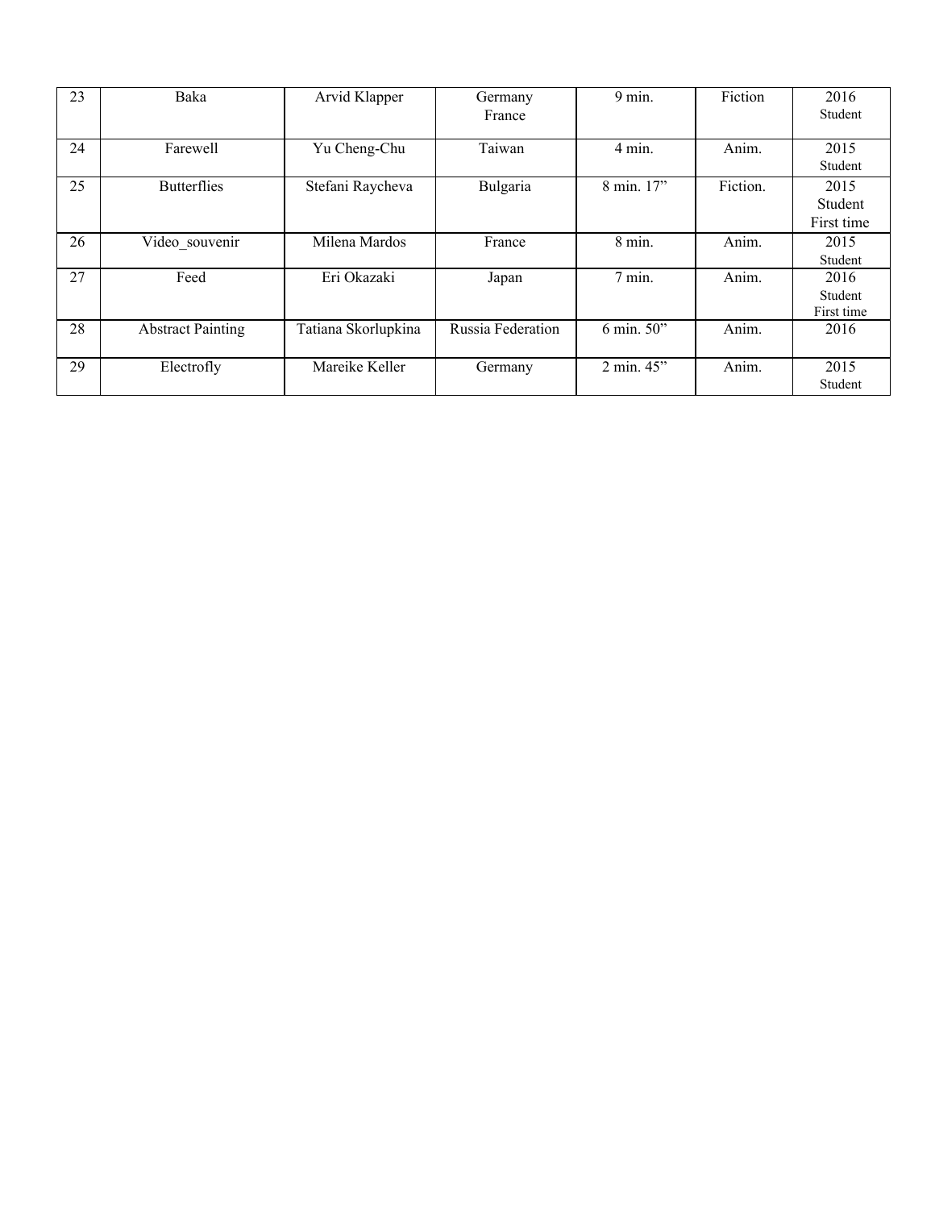| | | | | | | |
|---|---|---|---|---|---|---|
| 23 | Baka | Arvid Klapper | Germany France | 9 min. | Fiction | 2016 Student |
| 24 | Farewell | Yu Cheng-Chu | Taiwan | 4 min. | Anim. | 2015 Student |
| 25 | Butterflies | Stefani Raycheva | Bulgaria | 8 min. 17" | Fiction. | 2015 Student First time |
| 26 | Video_souvenir | Milena Mardos | France | 8 min. | Anim. | 2015 Student |
| 27 | Feed | Eri Okazaki | Japan | 7 min. | Anim. | 2016 Student First time |
| 28 | Abstract Painting | Tatiana Skorlupkina | Russia Federation | 6 min. 50" | Anim. | 2016 |
| 29 | Electrofly | Mareike Keller | Germany | 2 min. 45" | Anim. | 2015 Student |